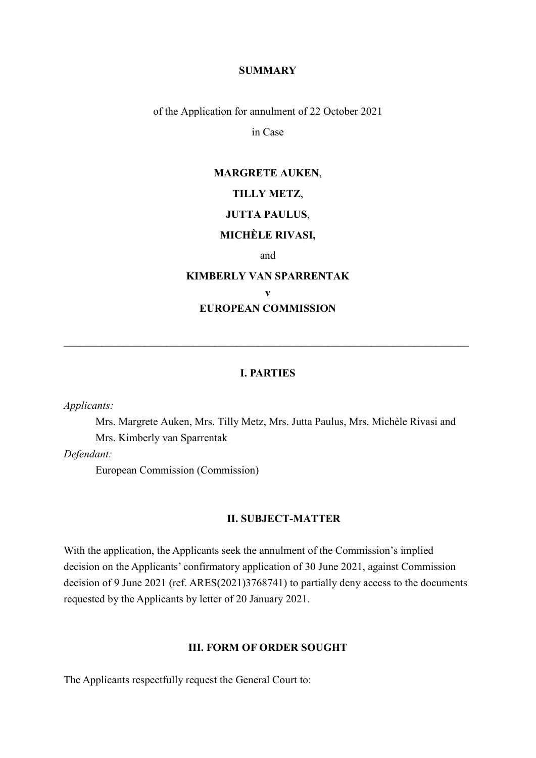**SUMMARY**

of the Application for annulment of 22 October 2021

in Case

**MARGRETE AUKEN**,

**TILLY METZ**,

**JUTTA PAULUS**,

**MICHÈLE RIVASI,**

and

**KIMBERLY VAN SPARRENTAK**

**v**

**EUROPEAN COMMISSION**

---

## I. PARTIES

*Applicants:*

Mrs. Margrete Auken, Mrs. Tilly Metz, Mrs. Jutta Paulus, Mrs. Michèle Rivasi and Mrs. Kimberly van Sparrentak

*Defendant:*

European Commission (Commission)

## II. SUBJECT-MATTER

With the application, the Applicants seek the annulment of the Commission's implied decision on the Applicants' confirmatory application of 30 June 2021, against Commission decision of 9 June 2021 (ref. ARES(2021)3768741) to partially deny access to the documents requested by the Applicants by letter of 20 January 2021.

## III. FORM OF ORDER SOUGHT

The Applicants respectfully request the General Court to: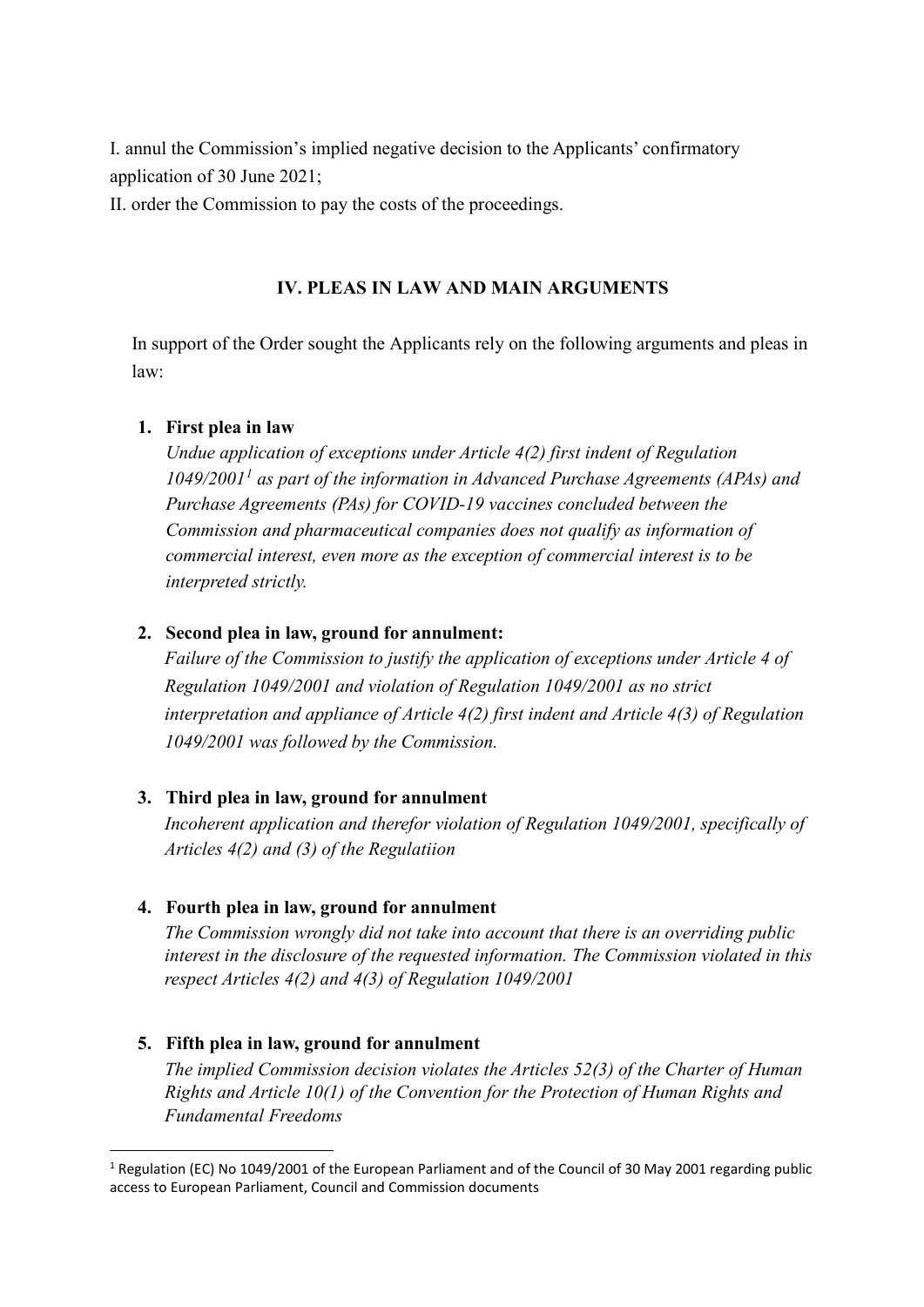I. annul the Commission's implied negative decision to the Applicants' confirmatory application of 30 June 2021;

II. order the Commission to pay the costs of the proceedings.

## IV. PLEAS IN LAW AND MAIN ARGUMENTS

In support of the Order sought the Applicants rely on the following arguments and pleas in law:

1. **First plea in law**

   *Undue application of exceptions under Article 4(2) first indent of Regulation 1049/2001[1] as part of the information in Advanced Purchase Agreements (APAs) and Purchase Agreements (PAs) for COVID-19 vaccines concluded between the Commission and pharmaceutical companies does not qualify as information of commercial interest, even more as the exception of commercial interest is to be interpreted strictly.*

2. **Second plea in law, ground for annulment:**

   *Failure of the Commission to justify the application of exceptions under Article 4 of Regulation 1049/2001 and violation of Regulation 1049/2001 as no strict interpretation and appliance of Article 4(2) first indent and Article 4(3) of Regulation 1049/2001 was followed by the Commission.*

3. **Third plea in law, ground for annulment**

   *Incoherent application and therefor violation of Regulation 1049/2001, specifically of Articles 4(2) and (3) of the Regulatiion*

4. **Fourth plea in law, ground for annulment**

   *The Commission wrongly did not take into account that there is an overriding public interest in the disclosure of the requested information. The Commission violated in this respect Articles 4(2) and 4(3) of Regulation 1049/2001*

5. **Fifth plea in law, ground for annulment**

   *The implied Commission decision violates the Articles 52(3) of the Charter of Human Rights and Article 10(1) of the Convention for the Protection of Human Rights and Fundamental Freedoms*

---

[1] Regulation (EC) No 1049/2001 of the European Parliament and of the Council of 30 May 2001 regarding public access to European Parliament, Council and Commission documents